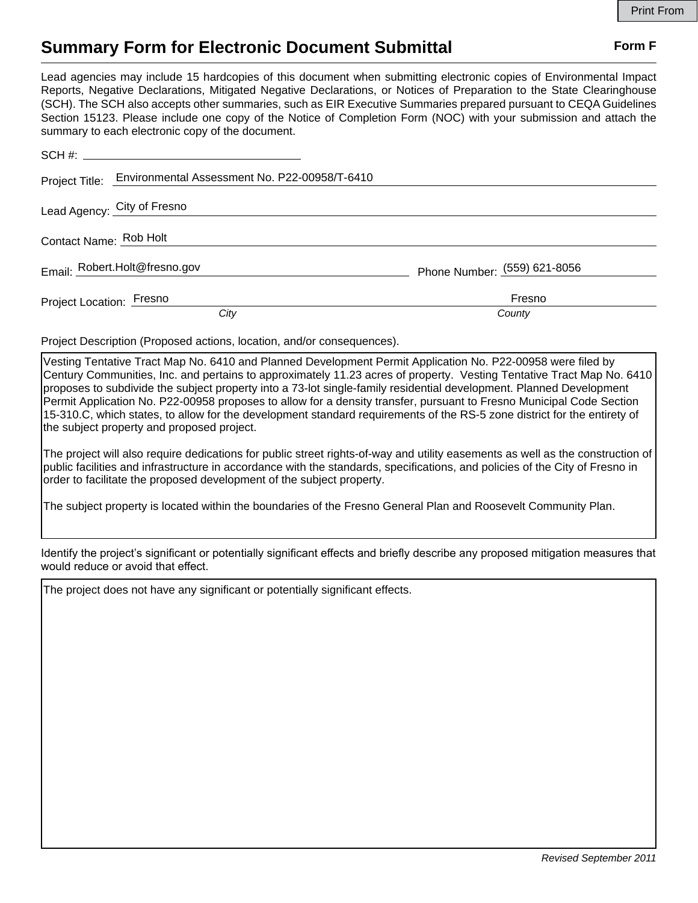# Summary Form for Electronic Document Submittal

**Form F**

Lead agencies may include 15 hardcopies of this document when submitting electronic copies of Environmental Impact Reports, Negative Declarations, Mitigated Negative Declarations, or Notices of Preparation to the State Clearinghouse (SCH). The SCH also accepts other summaries, such as EIR Executive Summaries prepared pursuant to CEQA Guidelines Section 15123. Please include one copy of the Notice of Completion Form (NOC) with your submission and attach the summary to each electronic copy of the document.

SCH #: ____________________

Project Title: Environmental Assessment No. P22-00958/T-6410

Lead Agency: City of Fresno

Contact Name: Rob Holt

Email: Robert.Holt@fresno.gov  Phone Number: (559) 621-8056

Project Location: Fresno (*City*)  Fresno (*County*)

Project Description (Proposed actions, location, and/or consequences).

> Vesting Tentative Tract Map No. 6410 and Planned Development Permit Application No. P22-00958 were filed by Century Communities, Inc. and pertains to approximately 11.23 acres of property. Vesting Tentative Tract Map No. 6410 proposes to subdivide the subject property into a 73-lot single-family residential development. Planned Development Permit Application No. P22-00958 proposes to allow for a density transfer, pursuant to Fresno Municipal Code Section 15-310.C, which states, to allow for the development standard requirements of the RS-5 zone district for the entirety of the subject property and proposed project.
>
> The project will also require dedications for public street rights-of-way and utility easements as well as the construction of public facilities and infrastructure in accordance with the standards, specifications, and policies of the City of Fresno in order to facilitate the proposed development of the subject property.
>
> The subject property is located within the boundaries of the Fresno General Plan and Roosevelt Community Plan.

Identify the project's significant or potentially significant effects and briefly describe any proposed mitigation measures that would reduce or avoid that effect.

> The project does not have any significant or potentially significant effects.

*Revised September 2011*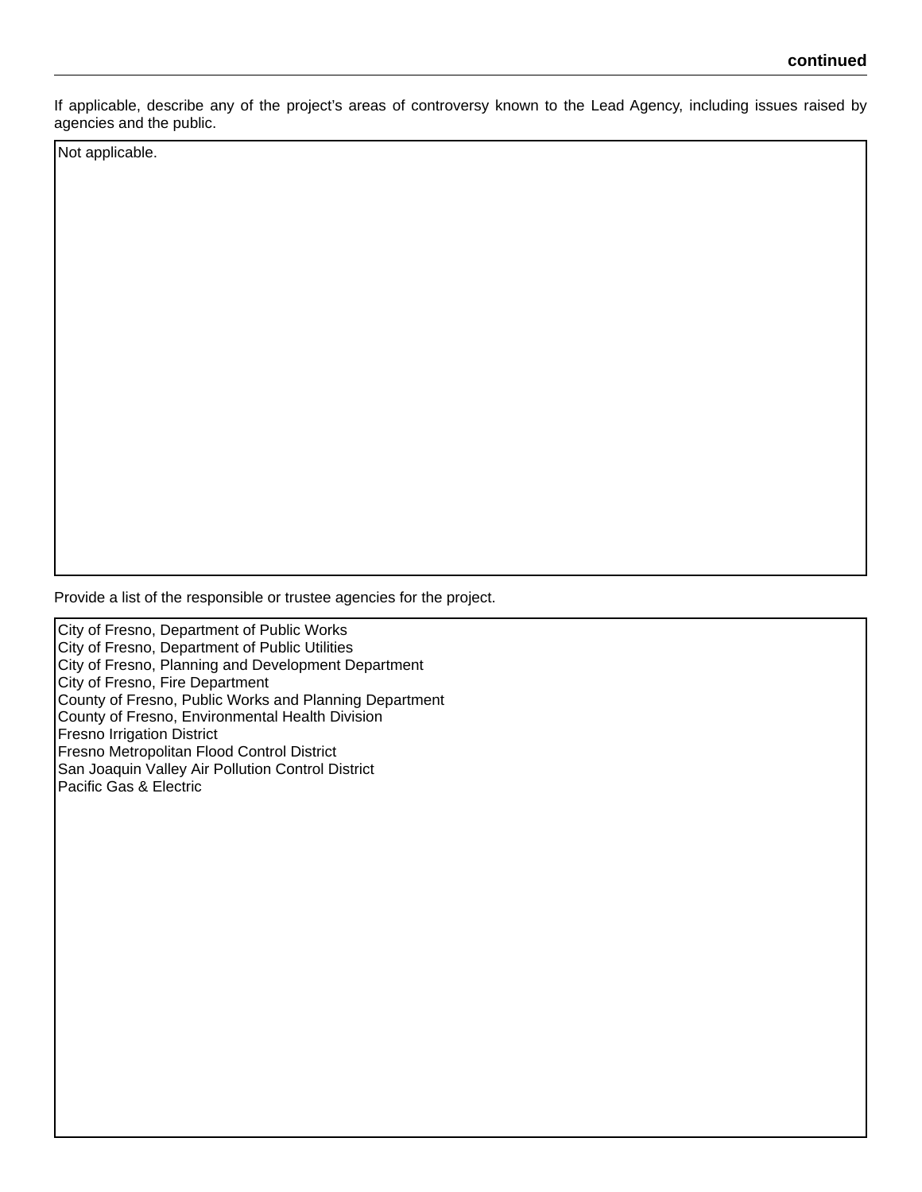**continued**

If applicable, describe any of the project's areas of controversy known to the Lead Agency, including issues raised by agencies and the public.

Not applicable.

Provide a list of the responsible or trustee agencies for the project.

City of Fresno, Department of Public Works
City of Fresno, Department of Public Utilities
City of Fresno, Planning and Development Department
City of Fresno, Fire Department
County of Fresno, Public Works and Planning Department
County of Fresno, Environmental Health Division
Fresno Irrigation District
Fresno Metropolitan Flood Control District
San Joaquin Valley Air Pollution Control District
Pacific Gas & Electric